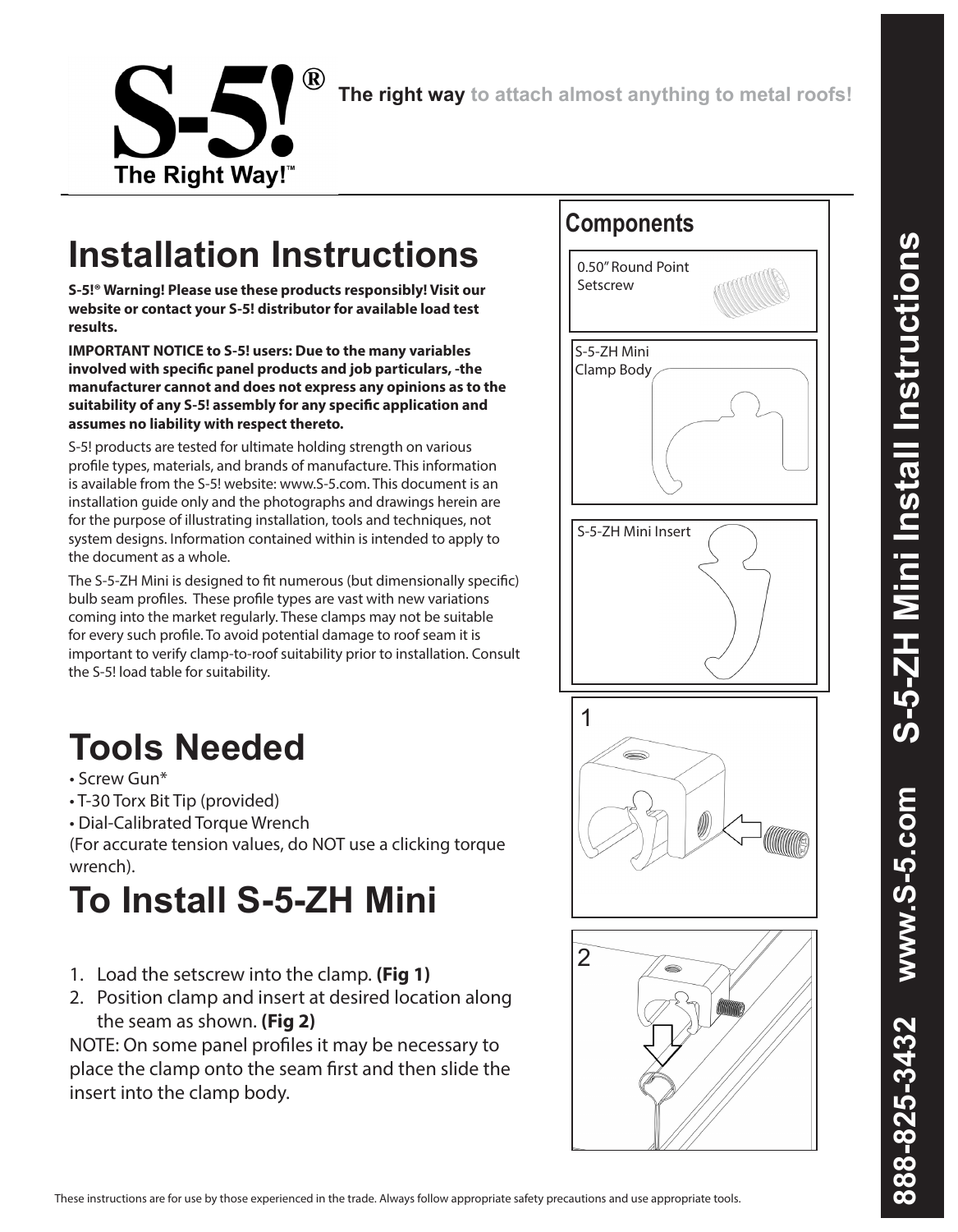**S-5!® The Right Way!™**

**The right way to attach almost anything to metal roofs!**

# Installation Instructions

**S-5!® Warning! Please use these products responsibly! Visit our website or contact your S-5! distributor for available load test results.**

**IMPORTANT NOTICE to S-5! users: Due to the many variables involved with specific panel products and job particulars, -the manufacturer cannot and does not express any opinions as to the suitability of any S-5! assembly for any specific application and assumes no liability with respect thereto.**

S-5! products are tested for ultimate holding strength on various profile types, materials, and brands of manufacture. This information is available from the S-5! website: www.S-5.com. This document is an installation guide only and the photographs and drawings herein are for the purpose of illustrating installation, tools and techniques, not system designs. Information contained within is intended to apply to the document as a whole.

The S-5-ZH Mini is designed to fit numerous (but dimensionally specific) bulb seam profiles. These profile types are vast with new variations coming into the market regularly. These clamps may not be suitable for every such profile. To avoid potential damage to roof seam it is important to verify clamp-to-roof suitability prior to installation. Consult the S-5! load table for suitability.

## Components

- 0.50" Round Point Setscrew
- S-5-ZH Mini Clamp Body
- S-5-ZH Mini Insert

# Tools Needed

- Screw Gun*
- T-30 Torx Bit Tip (provided)
- Dial-Calibrated Torque Wrench

(For accurate tension values, do NOT use a clicking torque wrench).

# To Install S-5-ZH Mini

1. Load the setscrew into the clamp. **(Fig 1)**
2. Position clamp and insert at desired location along the seam as shown. **(Fig 2)**

NOTE: On some panel profiles it may be necessary to place the clamp onto the seam first and then slide the insert into the clamp body.

1

2

These instructions are for use by those experienced in the trade. Always follow appropriate safety precautions and use appropriate tools.

888-825-3432 www.S-5.com S-5-ZH Mini Install Instructions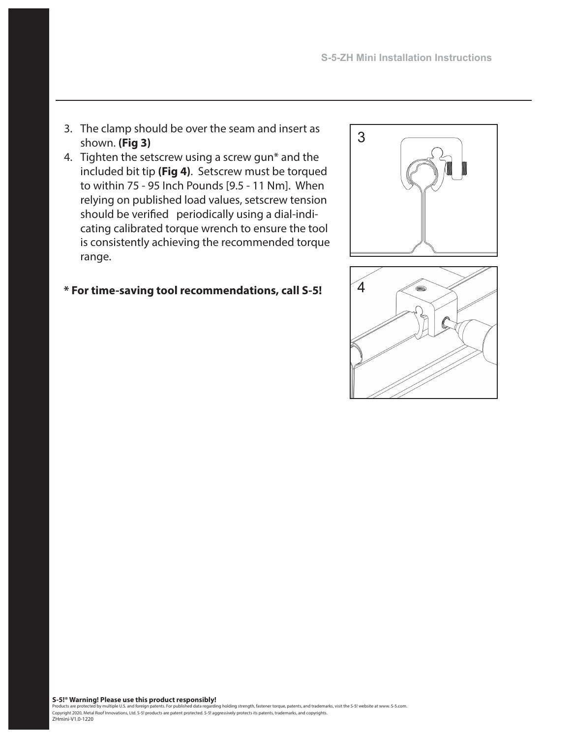3. The clamp should be over the seam and insert as shown. **(Fig 3)**
4. Tighten the setscrew using a screw gun* and the included bit tip **(Fig 4)**. Setscrew must be torqued to within 75 - 95 Inch Pounds [9.5 - 11 Nm]. When relying on published load values, setscrew tension should be verified periodically using a dial-indicating calibrated torque wrench to ensure the tool is consistently achieving the recommended torque range.

**\* For time-saving tool recommendations, call S-5!**

3

4

**S-5!® Warning! Please use this product responsibly!**

Products are protected by multiple U.S. and foreign patents. For published data regarding holding strength, fastener torque, patents, and trademarks, visit the S-5! website at www. S-5.com.

Copyright 2020, Metal Roof Innovations, Ltd. S-5! products are patent protected. S-5! aggressively protects its patents, trademarks, and copyrights.

ZHmini-V1.0-1220